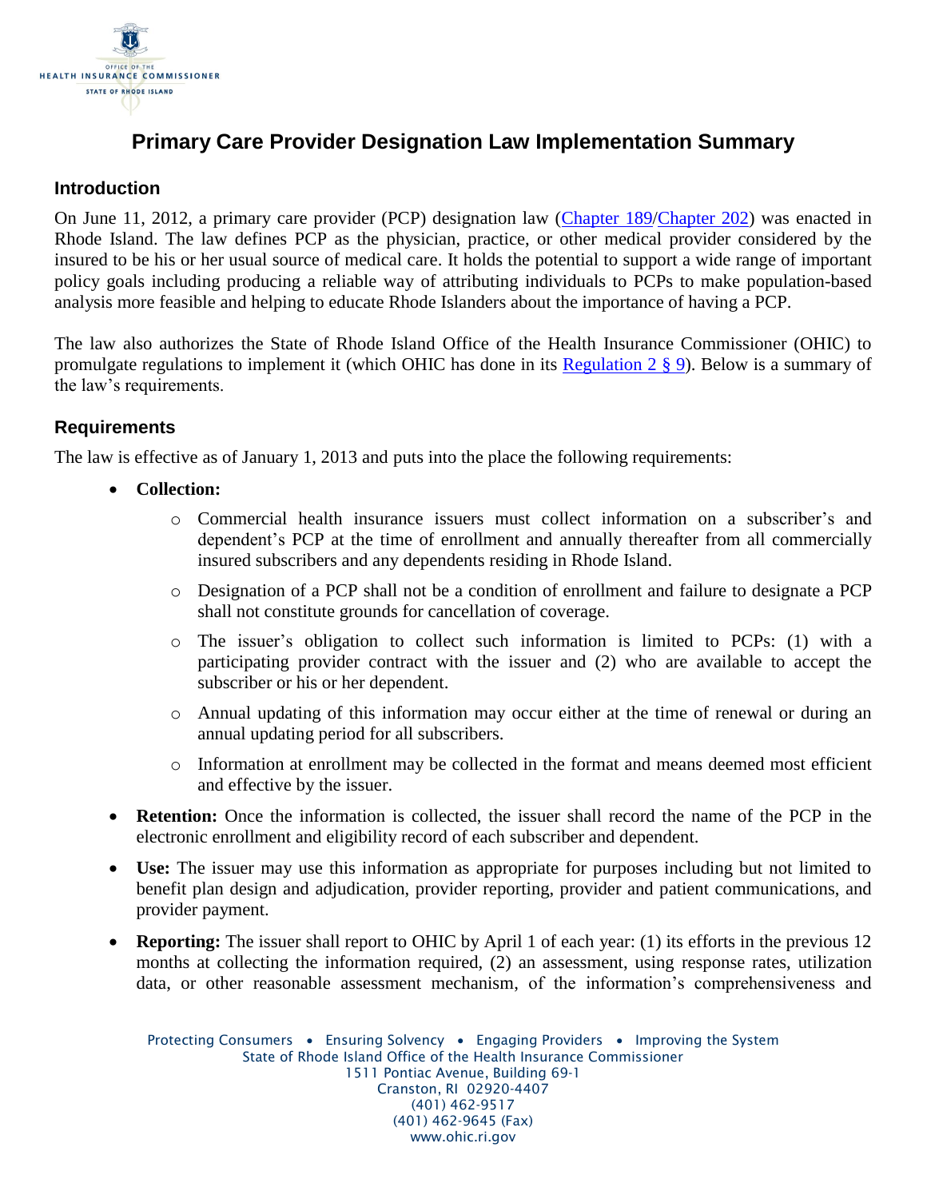# Primary Care Provider Designation Law Implementation Summary

## Introduction

On June 11, 2012, a primary care provider (PCP) designation law (Chapter 189/Chapter 202) was enacted in Rhode Island. The law defines PCP as the physician, practice, or other medical provider considered by the insured to be his or her usual source of medical care. It holds the potential to support a wide range of important policy goals including producing a reliable way of attributing individuals to PCPs to make population-based analysis more feasible and helping to educate Rhode Islanders about the importance of having a PCP.

The law also authorizes the State of Rhode Island Office of the Health Insurance Commissioner (OHIC) to promulgate regulations to implement it (which OHIC has done in its Regulation 2 § 9). Below is a summary of the law's requirements.

## Requirements

The law is effective as of January 1, 2013 and puts into the place the following requirements:

- **Collection:**
  - Commercial health insurance issuers must collect information on a subscriber's and dependent's PCP at the time of enrollment and annually thereafter from all commercially insured subscribers and any dependents residing in Rhode Island.
  - Designation of a PCP shall not be a condition of enrollment and failure to designate a PCP shall not constitute grounds for cancellation of coverage.
  - The issuer's obligation to collect such information is limited to PCPs: (1) with a participating provider contract with the issuer and (2) who are available to accept the subscriber or his or her dependent.
  - Annual updating of this information may occur either at the time of renewal or during an annual updating period for all subscribers.
  - Information at enrollment may be collected in the format and means deemed most efficient and effective by the issuer.
- **Retention:** Once the information is collected, the issuer shall record the name of the PCP in the electronic enrollment and eligibility record of each subscriber and dependent.
- **Use:** The issuer may use this information as appropriate for purposes including but not limited to benefit plan design and adjudication, provider reporting, provider and patient communications, and provider payment.
- **Reporting:** The issuer shall report to OHIC by April 1 of each year: (1) its efforts in the previous 12 months at collecting the information required, (2) an assessment, using response rates, utilization data, or other reasonable assessment mechanism, of the information's comprehensiveness and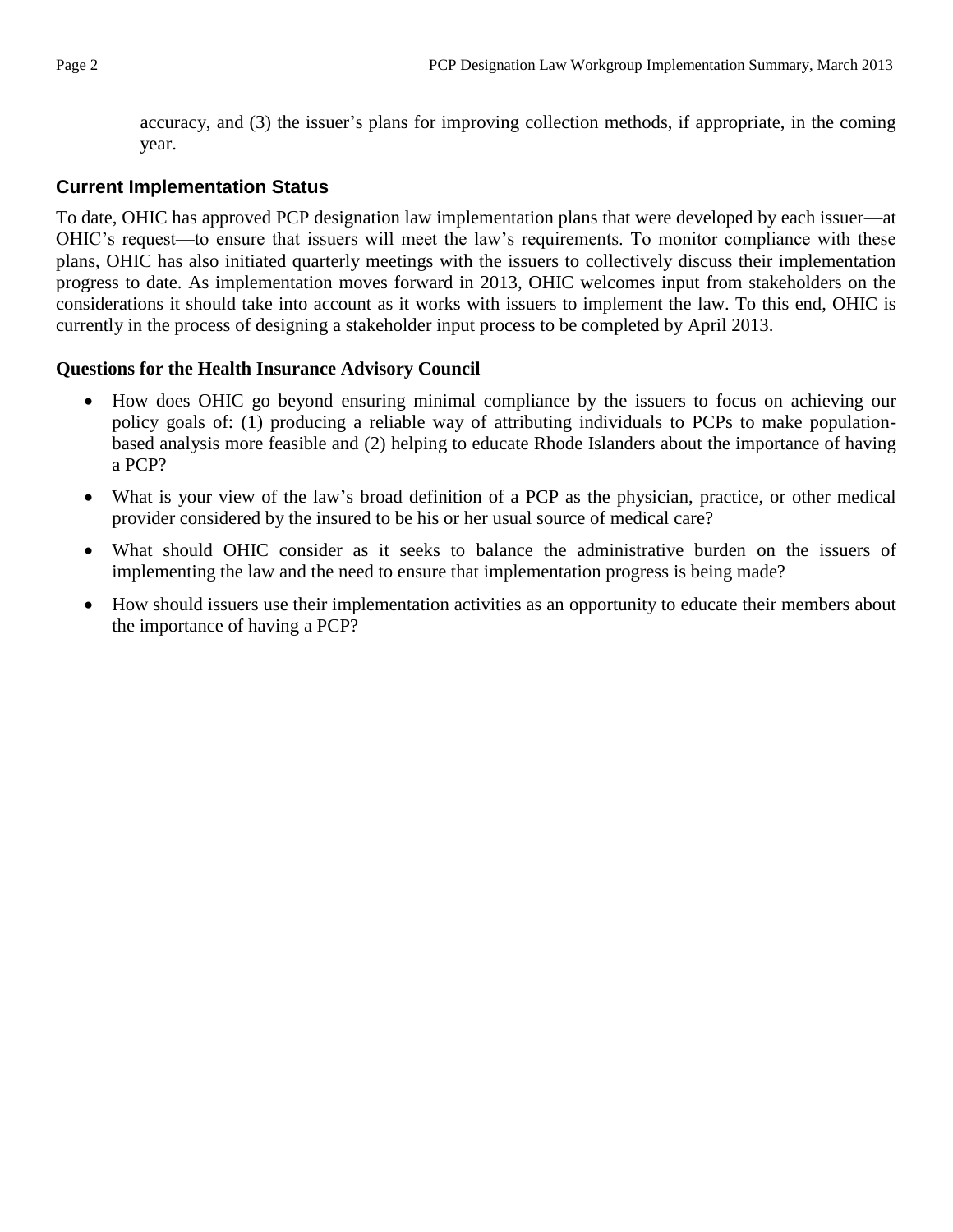accuracy, and (3) the issuer's plans for improving collection methods, if appropriate, in the coming year.

## Current Implementation Status

To date, OHIC has approved PCP designation law implementation plans that were developed by each issuer—at OHIC's request—to ensure that issuers will meet the law's requirements. To monitor compliance with these plans, OHIC has also initiated quarterly meetings with the issuers to collectively discuss their implementation progress to date. As implementation moves forward in 2013, OHIC welcomes input from stakeholders on the considerations it should take into account as it works with issuers to implement the law. To this end, OHIC is currently in the process of designing a stakeholder input process to be completed by April 2013.

### Questions for the Health Insurance Advisory Council

- How does OHIC go beyond ensuring minimal compliance by the issuers to focus on achieving our policy goals of: (1) producing a reliable way of attributing individuals to PCPs to make population-based analysis more feasible and (2) helping to educate Rhode Islanders about the importance of having a PCP?
- What is your view of the law's broad definition of a PCP as the physician, practice, or other medical provider considered by the insured to be his or her usual source of medical care?
- What should OHIC consider as it seeks to balance the administrative burden on the issuers of implementing the law and the need to ensure that implementation progress is being made?
- How should issuers use their implementation activities as an opportunity to educate their members about the importance of having a PCP?